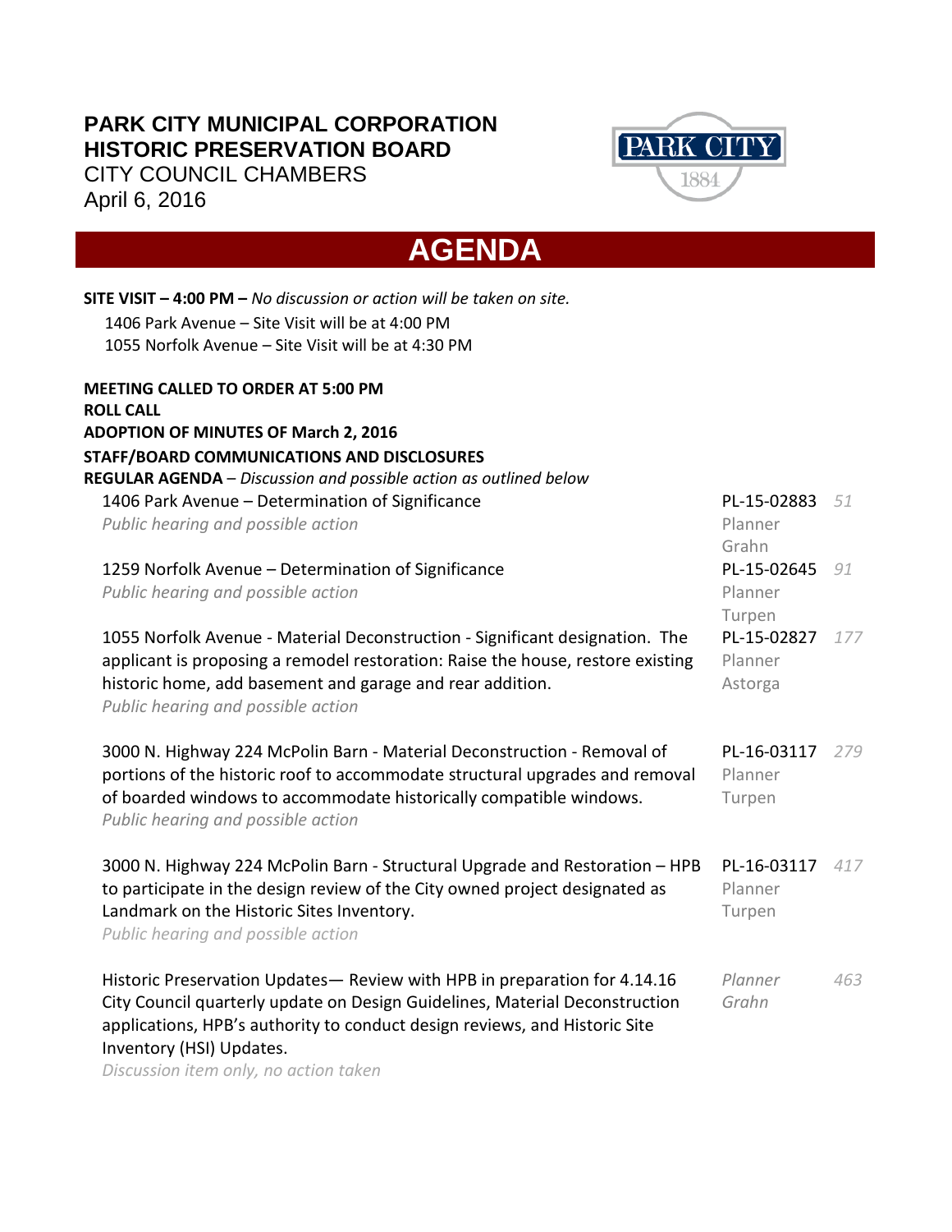**PARK CITY MUNICIPAL CORPORATION**
**HISTORIC PRESERVATION BOARD**
CITY COUNCIL CHAMBERS
April 6, 2016

# AGENDA

**SITE VISIT – 4:00 PM –** *No discussion or action will be taken on site.*
1406 Park Avenue – Site Visit will be at 4:00 PM
1055 Norfolk Avenue – Site Visit will be at 4:30 PM

**MEETING CALLED TO ORDER AT 5:00 PM**
**ROLL CALL**
**ADOPTION OF MINUTES OF March 2, 2016**
**STAFF/BOARD COMMUNICATIONS AND DISCLOSURES**
**REGULAR AGENDA** – *Discussion and possible action as outlined below*

| Item | Application / Planner | Page |
|---|---|---|
| 1406 Park Avenue – Determination of Significance<br>*Public hearing and possible action* | PL-15-02883<br>Planner Grahn | *51* |
| 1259 Norfolk Avenue – Determination of Significance<br>*Public hearing and possible action* | PL-15-02645<br>Planner Turpen | *91* |
| 1055 Norfolk Avenue - Material Deconstruction - Significant designation. The applicant is proposing a remodel restoration: Raise the house, restore existing historic home, add basement and garage and rear addition.<br>*Public hearing and possible action* | PL-15-02827<br>Planner Astorga | *177* |
| 3000 N. Highway 224 McPolin Barn - Material Deconstruction - Removal of portions of the historic roof to accommodate structural upgrades and removal of boarded windows to accommodate historically compatible windows.<br>*Public hearing and possible action* | PL-16-03117<br>Planner Turpen | *279* |
| 3000 N. Highway 224 McPolin Barn - Structural Upgrade and Restoration – HPB to participate in the design review of the City owned project designated as Landmark on the Historic Sites Inventory.<br>*Public hearing and possible action* | PL-16-03117<br>Planner Turpen | *417* |
| Historic Preservation Updates— Review with HPB in preparation for 4.14.16 City Council quarterly update on Design Guidelines, Material Deconstruction applications, HPB's authority to conduct design reviews, and Historic Site Inventory (HSI) Updates.<br>*Discussion item only, no action taken* | *Planner Grahn* | *463* |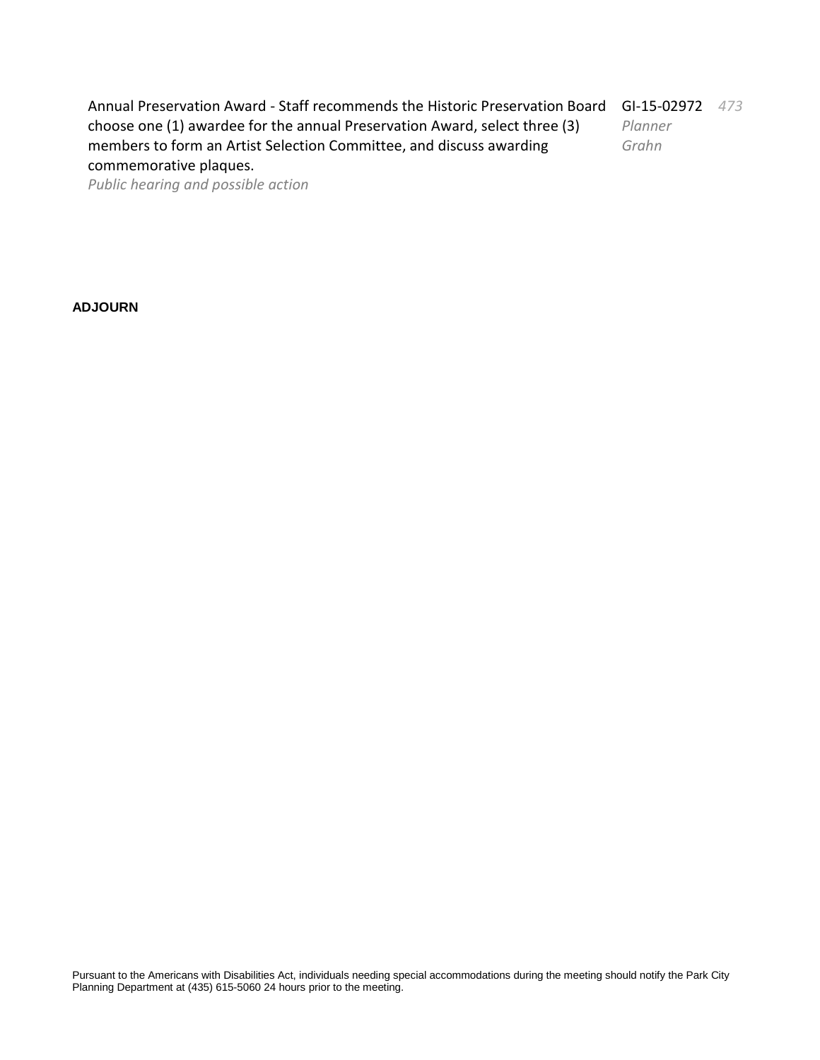| | | |
|---|---|---|
| Annual Preservation Award - Staff recommends the Historic Preservation Board choose one (1) awardee for the annual Preservation Award, select three (3) members to form an Artist Selection Committee, and discuss awarding commemorative plaques.<br>*Public hearing and possible action* | GI-15-02972<br>*Planner Grahn* | *473* |

**ADJOURN**

Pursuant to the Americans with Disabilities Act, individuals needing special accommodations during the meeting should notify the Park City Planning Department at (435) 615-5060 24 hours prior to the meeting.